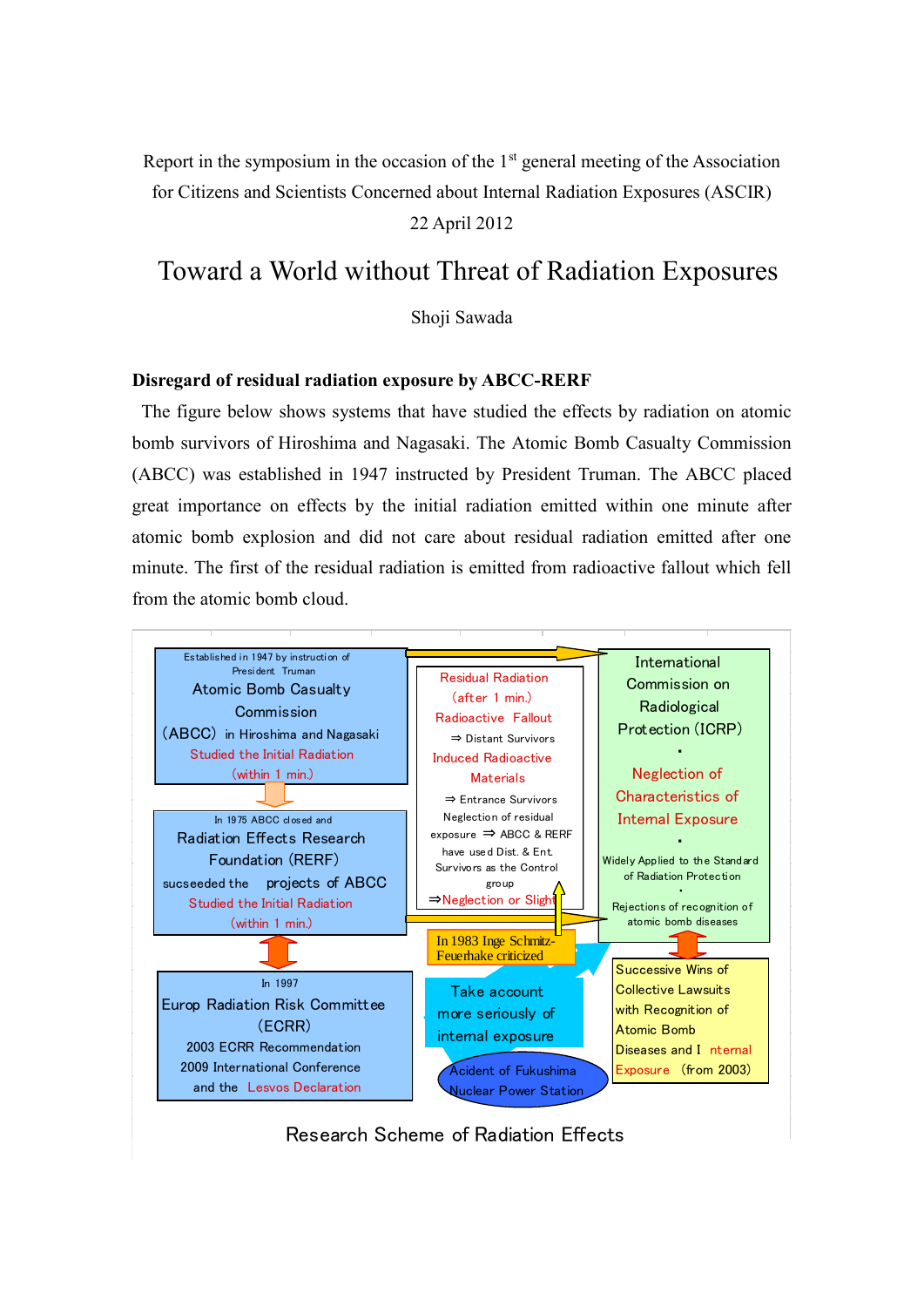Report in the symposium in the occasion of the 1st general meeting of the Association for Citizens and Scientists Concerned about Internal Radiation Exposures (ASCIR)

22 April 2012

# Toward a World without Threat of Radiation Exposures

Shoji Sawada

### Disregard of residual radiation exposure by ABCC-RERF

The figure below shows systems that have studied the effects by radiation on atomic bomb survivors of Hiroshima and Nagasaki. The Atomic Bomb Casualty Commission (ABCC) was established in 1947 instructed by President Truman. The ABCC placed great importance on effects by the initial radiation emitted within one minute after atomic bomb explosion and did not care about residual radiation emitted after one minute. The first of the residual radiation is emitted from radioactive fallout which fell from the atomic bomb cloud.

Established in 1947 by instruction of President Truman
Atomic Bomb Casualty Commission (ABCC) in Hiroshima and Nagasaki
Studied the Initial Radiation (within 1 min.)

In 1975 ABCC closed and Radiation Effects Research Foundation (RERF) sucseeded the projects of ABCC
Studied the Initial Radiation (within 1 min.)

In 1997
Europ Radiation Risk Committee (ECRR)
2003 ECRR Recommendation
2009 International Conference and the Lesvos Declaration

Residual Radiation (after 1 min.)
Radioactive Fallout
⇒ Distant Survivors
Induced Radioactive Materials
⇒ Entrance Survivors
Neglection of residual exposure ⇒ ABCC & RERF have used Dist. & Ent. Survivors as the Control group
⇒Neglection or Slight

In 1983 Inge Schmitz-Feuerhake criticized

Take account more seriously of internal exposure

Acident of Fukushima Nuclear Power Station

International Commission on Radiological Protection (ICRP)
・
Neglection of Characteristics of Internal Exposure
・
Widely Applied to the Standard of Radiation Protection
・
Rejections of recognition of atomic bomb diseases

Successive Wins of Collective Lawsuits with Recognition of Atomic Bomb Diseases and Internal Exposure (from 2003)

Research Scheme of Radiation Effects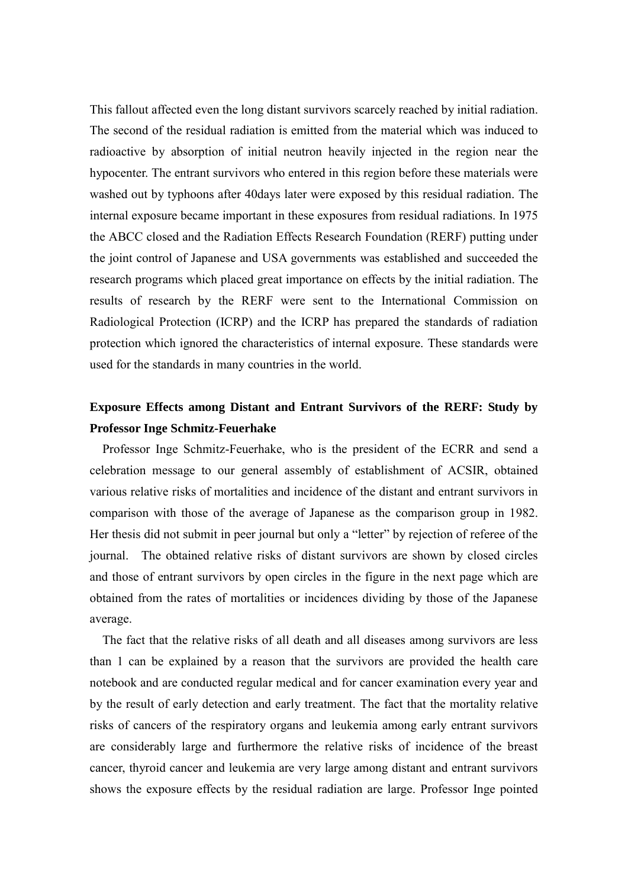This fallout affected even the long distant survivors scarcely reached by initial radiation. The second of the residual radiation is emitted from the material which was induced to radioactive by absorption of initial neutron heavily injected in the region near the hypocenter. The entrant survivors who entered in this region before these materials were washed out by typhoons after 40days later were exposed by this residual radiation. The internal exposure became important in these exposures from residual radiations. In 1975 the ABCC closed and the Radiation Effects Research Foundation (RERF) putting under the joint control of Japanese and USA governments was established and succeeded the research programs which placed great importance on effects by the initial radiation. The results of research by the RERF were sent to the International Commission on Radiological Protection (ICRP) and the ICRP has prepared the standards of radiation protection which ignored the characteristics of internal exposure. These standards were used for the standards in many countries in the world.

**Exposure Effects among Distant and Entrant Survivors of the RERF: Study by Professor Inge Schmitz-Feuerhake**

Professor Inge Schmitz-Feuerhake, who is the president of the ECRR and send a celebration message to our general assembly of establishment of ACSIR, obtained various relative risks of mortalities and incidence of the distant and entrant survivors in comparison with those of the average of Japanese as the comparison group in 1982. Her thesis did not submit in peer journal but only a "letter" by rejection of referee of the journal. The obtained relative risks of distant survivors are shown by closed circles and those of entrant survivors by open circles in the figure in the next page which are obtained from the rates of mortalities or incidences dividing by those of the Japanese average.

The fact that the relative risks of all death and all diseases among survivors are less than 1 can be explained by a reason that the survivors are provided the health care notebook and are conducted regular medical and for cancer examination every year and by the result of early detection and early treatment. The fact that the mortality relative risks of cancers of the respiratory organs and leukemia among early entrant survivors are considerably large and furthermore the relative risks of incidence of the breast cancer, thyroid cancer and leukemia are very large among distant and entrant survivors shows the exposure effects by the residual radiation are large. Professor Inge pointed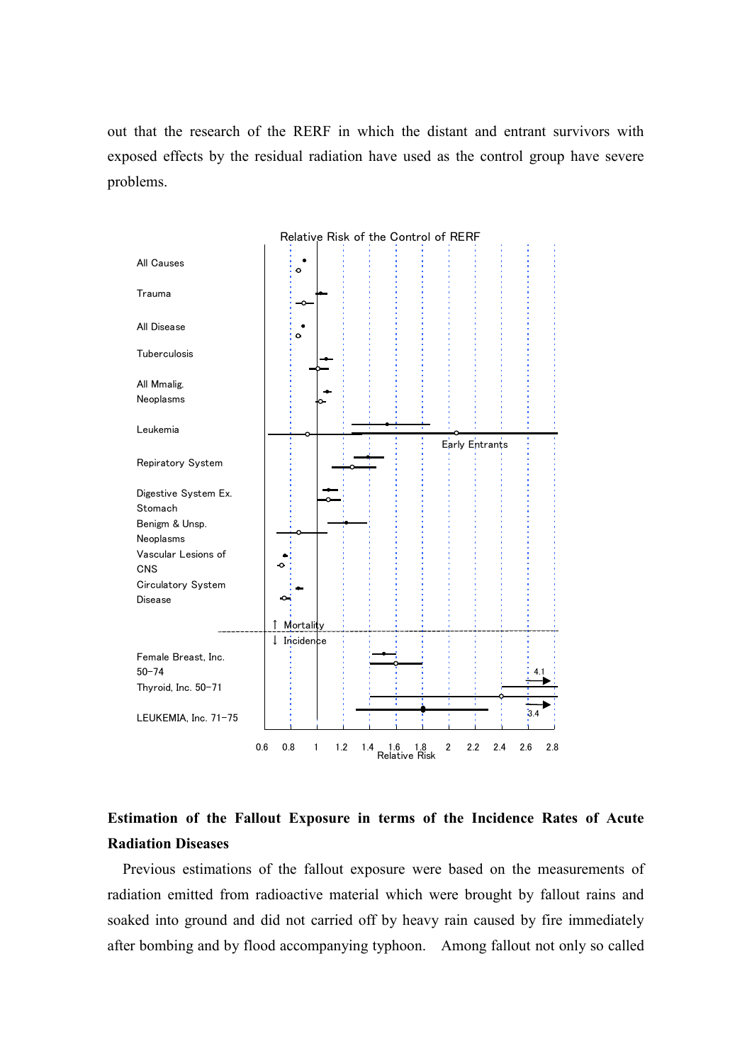out that the research of the RERF in which the distant and entrant survivors with exposed effects by the residual radiation have used as the control group have severe problems.

Relative Risk of the Control of RERF

All Causes

Trauma

All Disease

Tuberculosis

All Mmalig. Neoplasms

Leukemia

Early Entrants

Repiratory System

Digestive System Ex. Stomach

Benigm & Unsp. Neoplasms

Vascular Lesions of CNS

Circulatory System Disease

↑ Mortality

↓ Incidence

Female Breast, Inc. 50−74

Thyroid, Inc. 50−71

LEUKEMIA, Inc. 71−75

4.1

3.4

0.6 0.8 1 1.2 1.4 1.6 1.8 2 2.2 2.4 2.6 2.8

Relative Risk

## Estimation of the Fallout Exposure in terms of the Incidence Rates of Acute Radiation Diseases

Previous estimations of the fallout exposure were based on the measurements of radiation emitted from radioactive material which were brought by fallout rains and soaked into ground and did not carried off by heavy rain caused by fire immediately after bombing and by flood accompanying typhoon. Among fallout not only so called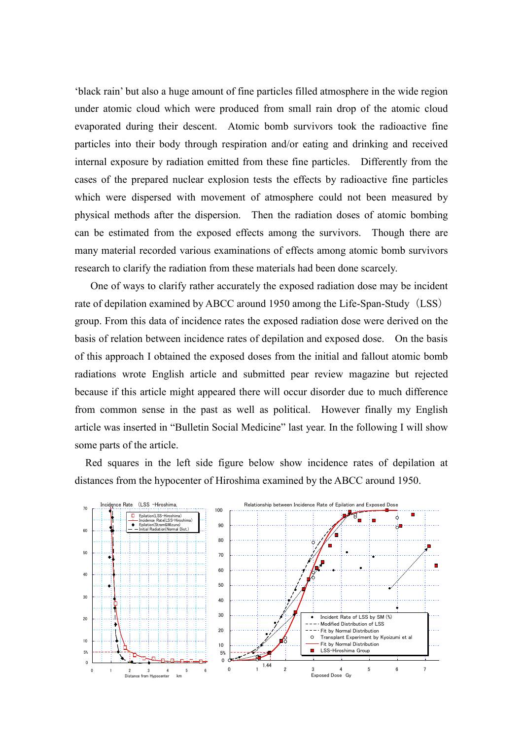'black rain' but also a huge amount of fine particles filled atmosphere in the wide region under atomic cloud which were produced from small rain drop of the atomic cloud evaporated during their descent. Atomic bomb survivors took the radioactive fine particles into their body through respiration and/or eating and drinking and received internal exposure by radiation emitted from these fine particles. Differently from the cases of the prepared nuclear explosion tests the effects by radioactive fine particles which were dispersed with movement of atmosphere could not been measured by physical methods after the dispersion. Then the radiation doses of atomic bombing can be estimated from the exposed effects among the survivors. Though there are many material recorded various examinations of effects among atomic bomb survivors research to clarify the radiation from these materials had been done scarcely.

One of ways to clarify rather accurately the exposed radiation dose may be incident rate of depilation examined by ABCC around 1950 among the Life-Span-Study（LSS）group. From this data of incidence rates the exposed radiation dose were derived on the basis of relation between incidence rates of depilation and exposed dose. On the basis of this approach I obtained the exposed doses from the initial and fallout atomic bomb radiations wrote English article and submitted pear review magazine but rejected because if this article might appeared there will occur disorder due to much difference from common sense in the past as well as political. However finally my English article was inserted in "Bulletin Social Medicine" last year. In the following I will show some parts of the article.

Red squares in the left side figure below show incidence rates of depilation at distances from the hypocenter of Hiroshima examined by the ABCC around 1950.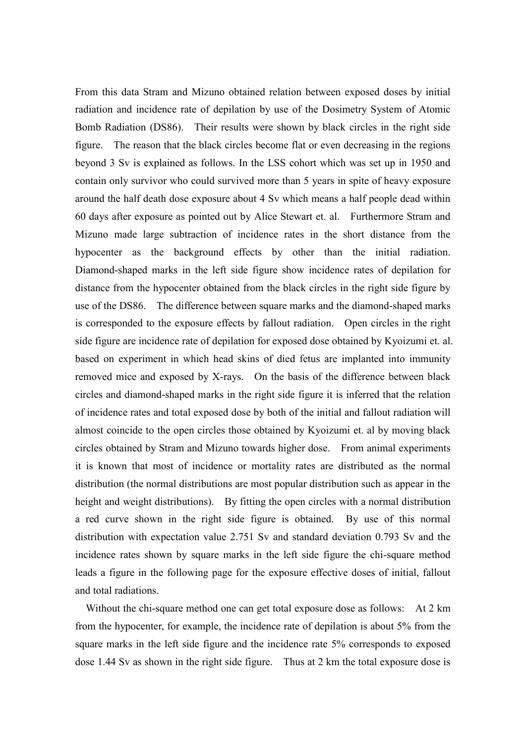From this data Stram and Mizuno obtained relation between exposed doses by initial radiation and incidence rate of depilation by use of the Dosimetry System of Atomic Bomb Radiation (DS86). Their results were shown by black circles in the right side figure. The reason that the black circles become flat or even decreasing in the regions beyond 3 Sv is explained as follows. In the LSS cohort which was set up in 1950 and contain only survivor who could survived more than 5 years in spite of heavy exposure around the half death dose exposure about 4 Sv which means a half people dead within 60 days after exposure as pointed out by Alice Stewart et. al. Furthermore Stram and Mizuno made large subtraction of incidence rates in the short distance from the hypocenter as the background effects by other than the initial radiation. Diamond-shaped marks in the left side figure show incidence rates of depilation for distance from the hypocenter obtained from the black circles in the right side figure by use of the DS86. The difference between square marks and the diamond-shaped marks is corresponded to the exposure effects by fallout radiation. Open circles in the right side figure are incidence rate of depilation for exposed dose obtained by Kyoizumi et. al. based on experiment in which head skins of died fetus are implanted into immunity removed mice and exposed by X-rays. On the basis of the difference between black circles and diamond-shaped marks in the right side figure it is inferred that the relation of incidence rates and total exposed dose by both of the initial and fallout radiation will almost coincide to the open circles those obtained by Kyoizumi et. al by moving black circles obtained by Stram and Mizuno towards higher dose. From animal experiments it is known that most of incidence or mortality rates are distributed as the normal distribution (the normal distributions are most popular distribution such as appear in the height and weight distributions). By fitting the open circles with a normal distribution a red curve shown in the right side figure is obtained. By use of this normal distribution with expectation value 2.751 Sv and standard deviation 0.793 Sv and the incidence rates shown by square marks in the left side figure the chi-square method leads a figure in the following page for the exposure effective doses of initial, fallout and total radiations.

Without the chi-square method one can get total exposure dose as follows: At 2 km from the hypocenter, for example, the incidence rate of depilation is about 5% from the square marks in the left side figure and the incidence rate 5% corresponds to exposed dose 1.44 Sv as shown in the right side figure. Thus at 2 km the total exposure dose is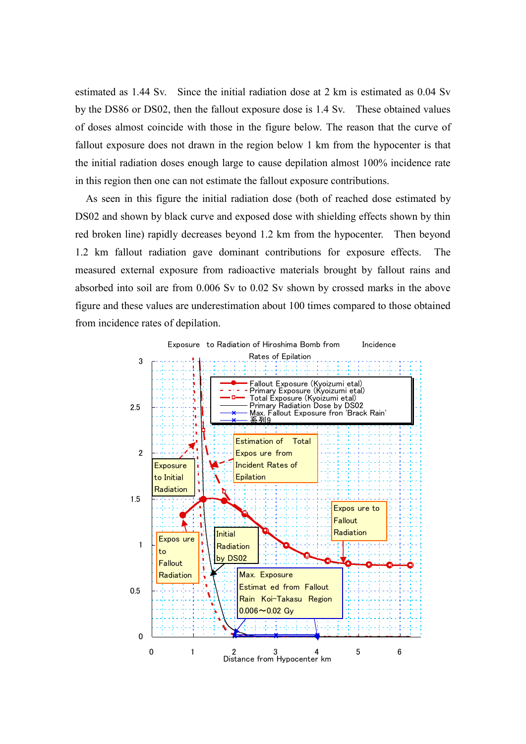estimated as 1.44 Sv. Since the initial radiation dose at 2 km is estimated as 0.04 Sv by the DS86 or DS02, then the fallout exposure dose is 1.4 Sv. These obtained values of doses almost coincide with those in the figure below. The reason that the curve of fallout exposure does not drawn in the region below 1 km from the hypocenter is that the initial radiation doses enough large to cause depilation almost 100% incidence rate in this region then one can not estimate the fallout exposure contributions.

As seen in this figure the initial radiation dose (both of reached dose estimated by DS02 and shown by black curve and exposed dose with shielding effects shown by thin red broken line) rapidly decreases beyond 1.2 km from the hypocenter. Then beyond 1.2 km fallout radiation gave dominant contributions for exposure effects. The measured external exposure from radioactive materials brought by fallout rains and absorbed into soil are from 0.006 Sv to 0.02 Sv shown by crossed marks in the above figure and these values are underestimation about 100 times compared to those obtained from incidence rates of depilation.

Exposure to Radiation of Hiroshima Bomb from Incidence Rates of Epilation

Legend: Fallout Exposure (Kyoizumi etal); Primary Exposure (Kyoizumi etal); Total Exposure (Kyoizumi etal); Primary Radiation Dose by DS02; Max. Fallout Exposure fron 'Brack Rain'; 系列9

Labels: Exposure to Initial Radiation; Estimation of Total Expos ure from Incident Rates of Epilation; Expos ure to Fallout Radiation; Initial Radiation by DS02; Max. Exposure Estimat ed from Fallout Rain Koi-Takasu Region 0.006～0.02 Gy

Distance from Hypocenter km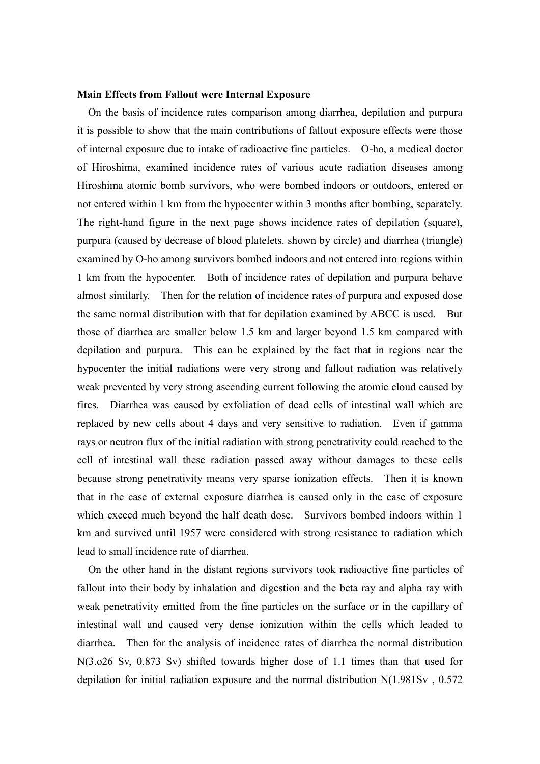**Main Effects from Fallout were Internal Exposure**

On the basis of incidence rates comparison among diarrhea, depilation and purpura it is possible to show that the main contributions of fallout exposure effects were those of internal exposure due to intake of radioactive fine particles. O-ho, a medical doctor of Hiroshima, examined incidence rates of various acute radiation diseases among Hiroshima atomic bomb survivors, who were bombed indoors or outdoors, entered or not entered within 1 km from the hypocenter within 3 months after bombing, separately. The right-hand figure in the next page shows incidence rates of depilation (square), purpura (caused by decrease of blood platelets. shown by circle) and diarrhea (triangle) examined by O-ho among survivors bombed indoors and not entered into regions within 1 km from the hypocenter. Both of incidence rates of depilation and purpura behave almost similarly. Then for the relation of incidence rates of purpura and exposed dose the same normal distribution with that for depilation examined by ABCC is used. But those of diarrhea are smaller below 1.5 km and larger beyond 1.5 km compared with depilation and purpura. This can be explained by the fact that in regions near the hypocenter the initial radiations were very strong and fallout radiation was relatively weak prevented by very strong ascending current following the atomic cloud caused by fires. Diarrhea was caused by exfoliation of dead cells of intestinal wall which are replaced by new cells about 4 days and very sensitive to radiation. Even if gamma rays or neutron flux of the initial radiation with strong penetrativity could reached to the cell of intestinal wall these radiation passed away without damages to these cells because strong penetrativity means very sparse ionization effects. Then it is known that in the case of external exposure diarrhea is caused only in the case of exposure which exceed much beyond the half death dose. Survivors bombed indoors within 1 km and survived until 1957 were considered with strong resistance to radiation which lead to small incidence rate of diarrhea.

On the other hand in the distant regions survivors took radioactive fine particles of fallout into their body by inhalation and digestion and the beta ray and alpha ray with weak penetrativity emitted from the fine particles on the surface or in the capillary of intestinal wall and caused very dense ionization within the cells which leaded to diarrhea. Then for the analysis of incidence rates of diarrhea the normal distribution N(3.o26 Sv, 0.873 Sv) shifted towards higher dose of 1.1 times than that used for depilation for initial radiation exposure and the normal distribution N(1.981Sv , 0.572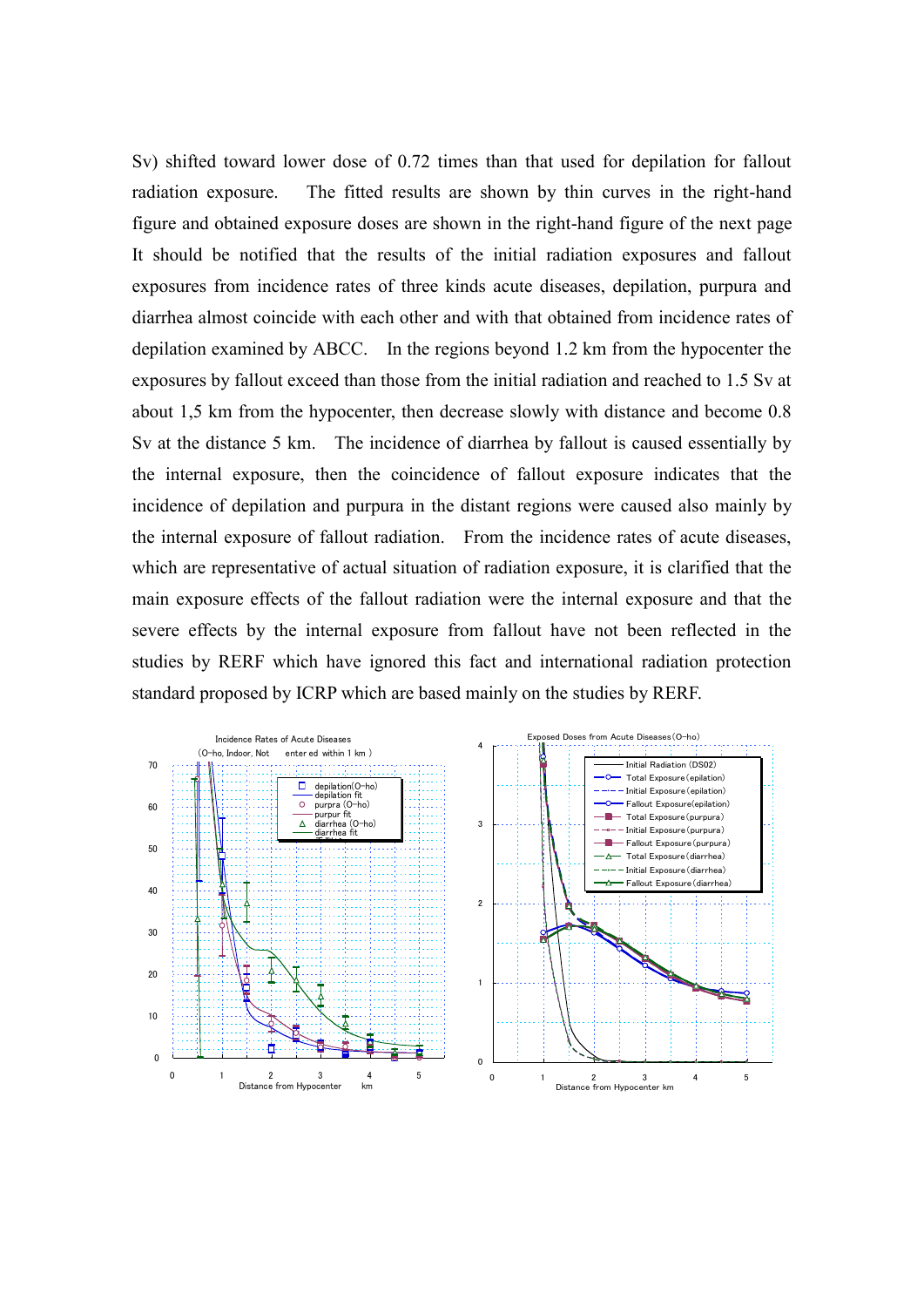Sv) shifted toward lower dose of 0.72 times than that used for depilation for fallout radiation exposure. The fitted results are shown by thin curves in the right-hand figure and obtained exposure doses are shown in the right-hand figure of the next page It should be notified that the results of the initial radiation exposures and fallout exposures from incidence rates of three kinds acute diseases, depilation, purpura and diarrhea almost coincide with each other and with that obtained from incidence rates of depilation examined by ABCC. In the regions beyond 1.2 km from the hypocenter the exposures by fallout exceed than those from the initial radiation and reached to 1.5 Sv at about 1,5 km from the hypocenter, then decrease slowly with distance and become 0.8 Sv at the distance 5 km. The incidence of diarrhea by fallout is caused essentially by the internal exposure, then the coincidence of fallout exposure indicates that the incidence of depilation and purpura in the distant regions were caused also mainly by the internal exposure of fallout radiation. From the incidence rates of acute diseases, which are representative of actual situation of radiation exposure, it is clarified that the main exposure effects of the fallout radiation were the internal exposure and that the severe effects by the internal exposure from fallout have not been reflected in the studies by RERF which have ignored this fact and international radiation protection standard proposed by ICRP which are based mainly on the studies by RERF.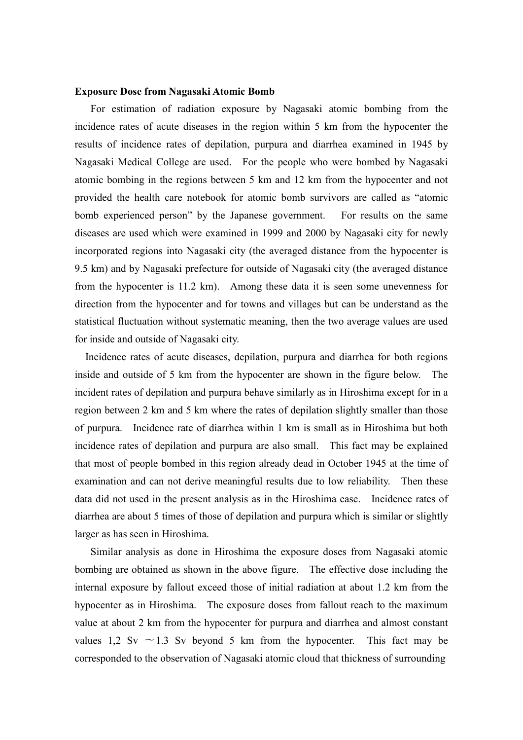**Exposure Dose from Nagasaki Atomic Bomb**

For estimation of radiation exposure by Nagasaki atomic bombing from the incidence rates of acute diseases in the region within 5 km from the hypocenter the results of incidence rates of depilation, purpura and diarrhea examined in 1945 by Nagasaki Medical College are used. For the people who were bombed by Nagasaki atomic bombing in the regions between 5 km and 12 km from the hypocenter and not provided the health care notebook for atomic bomb survivors are called as "atomic bomb experienced person" by the Japanese government. For results on the same diseases are used which were examined in 1999 and 2000 by Nagasaki city for newly incorporated regions into Nagasaki city (the averaged distance from the hypocenter is 9.5 km) and by Nagasaki prefecture for outside of Nagasaki city (the averaged distance from the hypocenter is 11.2 km). Among these data it is seen some unevenness for direction from the hypocenter and for towns and villages but can be understand as the statistical fluctuation without systematic meaning, then the two average values are used for inside and outside of Nagasaki city.

Incidence rates of acute diseases, depilation, purpura and diarrhea for both regions inside and outside of 5 km from the hypocenter are shown in the figure below. The incident rates of depilation and purpura behave similarly as in Hiroshima except for in a region between 2 km and 5 km where the rates of depilation slightly smaller than those of purpura. Incidence rate of diarrhea within 1 km is small as in Hiroshima but both incidence rates of depilation and purpura are also small. This fact may be explained that most of people bombed in this region already dead in October 1945 at the time of examination and can not derive meaningful results due to low reliability. Then these data did not used in the present analysis as in the Hiroshima case. Incidence rates of diarrhea are about 5 times of those of depilation and purpura which is similar or slightly larger as has seen in Hiroshima.

Similar analysis as done in Hiroshima the exposure doses from Nagasaki atomic bombing are obtained as shown in the above figure. The effective dose including the internal exposure by fallout exceed those of initial radiation at about 1.2 km from the hypocenter as in Hiroshima. The exposure doses from fallout reach to the maximum value at about 2 km from the hypocenter for purpura and diarrhea and almost constant values 1,2 Sv ～1.3 Sv beyond 5 km from the hypocenter. This fact may be corresponded to the observation of Nagasaki atomic cloud that thickness of surrounding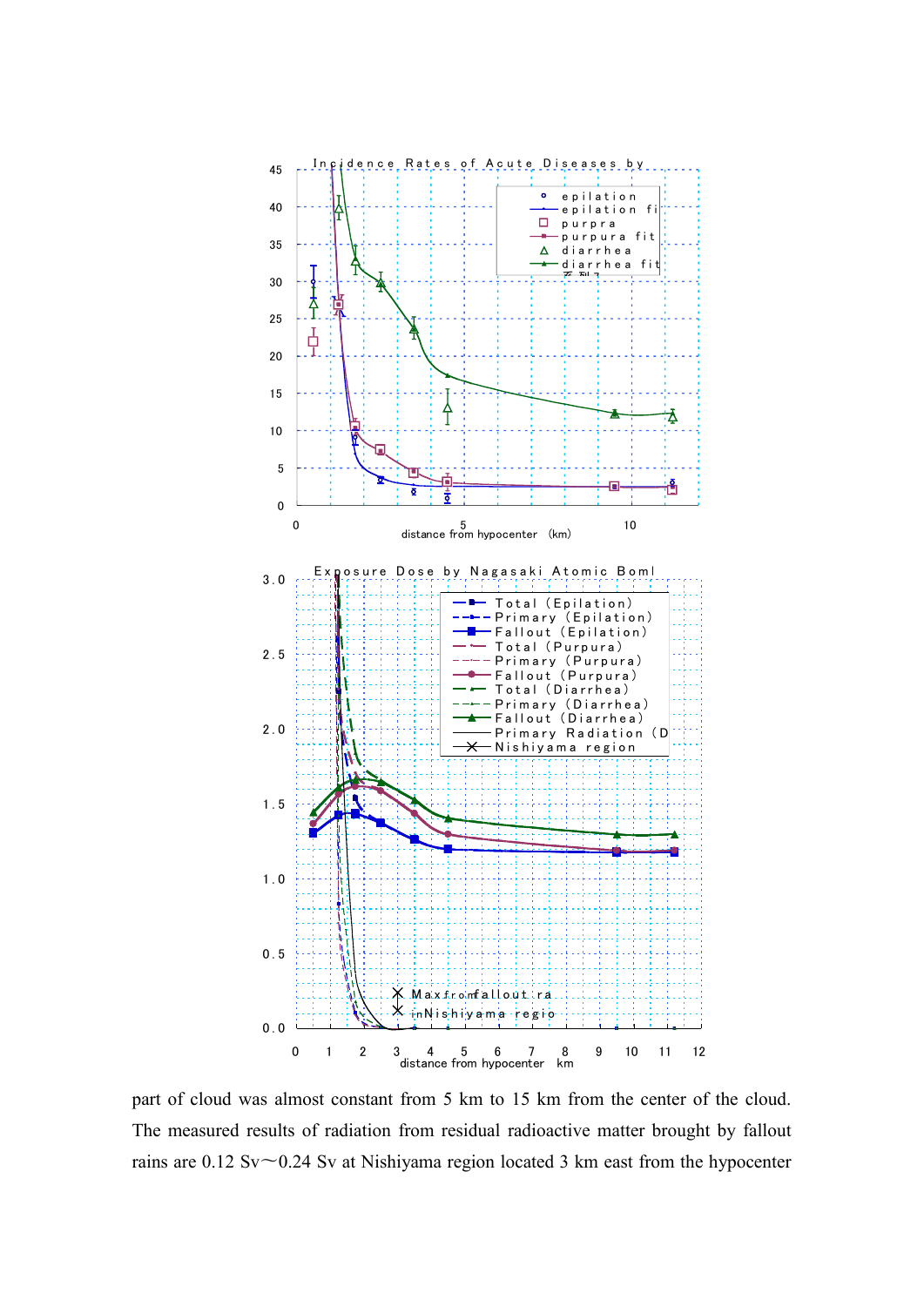Incidence Rates of Acute Diseases by

epilation
epilation fi
purpra
purpura fit
diarrhea
diarrhea fit

distance from hypocenter (km)

Exposure Dose by Nagasaki Atomic Boml

Total (Epilation)
Primary (Epilation)
Fallout (Epilation)
Total (Purpura)
Primary (Purpura)
Fallout (Purpura)
Total (Diarrhea)
Primary (Diarrhea)
Fallout (Diarrhea)
Primary Radiation (D
Nishiyama region

Max from fallout ra
in Nishiyama regio

distance from hypocenter km

part of cloud was almost constant from 5 km to 15 km from the center of the cloud. The measured results of radiation from residual radioactive matter brought by fallout rains are 0.12 Sv～0.24 Sv at Nishiyama region located 3 km east from the hypocenter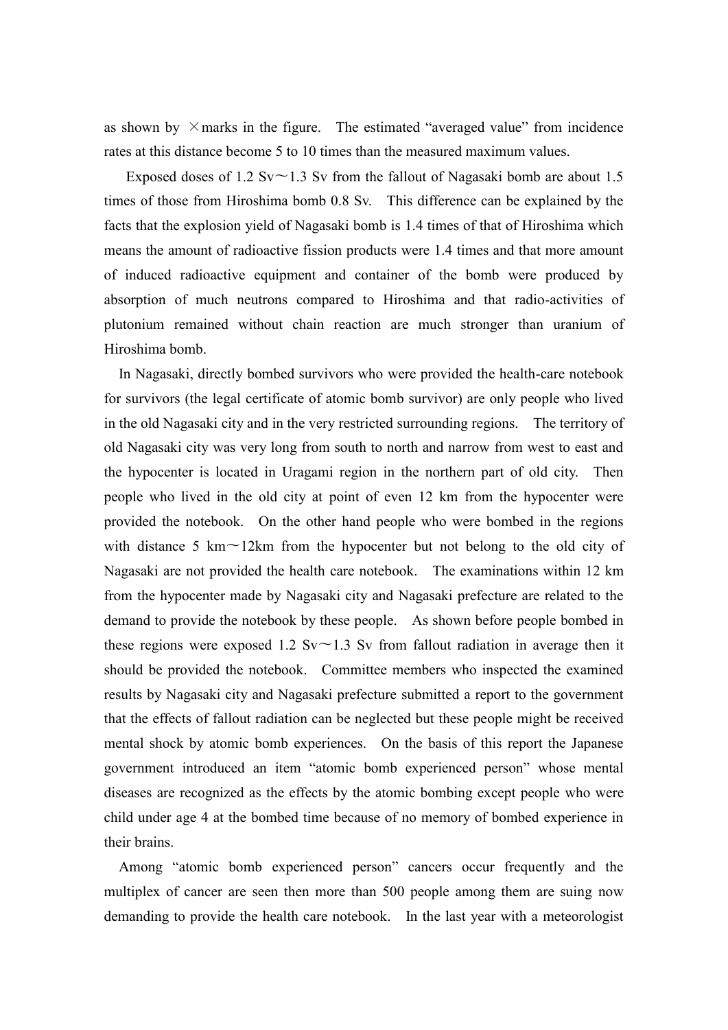as shown by ×marks in the figure. The estimated "averaged value" from incidence rates at this distance become 5 to 10 times than the measured maximum values.

Exposed doses of 1.2 Sv～1.3 Sv from the fallout of Nagasaki bomb are about 1.5 times of those from Hiroshima bomb 0.8 Sv. This difference can be explained by the facts that the explosion yield of Nagasaki bomb is 1.4 times of that of Hiroshima which means the amount of radioactive fission products were 1.4 times and that more amount of induced radioactive equipment and container of the bomb were produced by absorption of much neutrons compared to Hiroshima and that radio-activities of plutonium remained without chain reaction are much stronger than uranium of Hiroshima bomb.

In Nagasaki, directly bombed survivors who were provided the health-care notebook for survivors (the legal certificate of atomic bomb survivor) are only people who lived in the old Nagasaki city and in the very restricted surrounding regions. The territory of old Nagasaki city was very long from south to north and narrow from west to east and the hypocenter is located in Uragami region in the northern part of old city. Then people who lived in the old city at point of even 12 km from the hypocenter were provided the notebook. On the other hand people who were bombed in the regions with distance 5 km～12km from the hypocenter but not belong to the old city of Nagasaki are not provided the health care notebook. The examinations within 12 km from the hypocenter made by Nagasaki city and Nagasaki prefecture are related to the demand to provide the notebook by these people. As shown before people bombed in these regions were exposed 1.2 Sv～1.3 Sv from fallout radiation in average then it should be provided the notebook. Committee members who inspected the examined results by Nagasaki city and Nagasaki prefecture submitted a report to the government that the effects of fallout radiation can be neglected but these people might be received mental shock by atomic bomb experiences. On the basis of this report the Japanese government introduced an item "atomic bomb experienced person" whose mental diseases are recognized as the effects by the atomic bombing except people who were child under age 4 at the bombed time because of no memory of bombed experience in their brains.

Among "atomic bomb experienced person" cancers occur frequently and the multiplex of cancer are seen then more than 500 people among them are suing now demanding to provide the health care notebook. In the last year with a meteorologist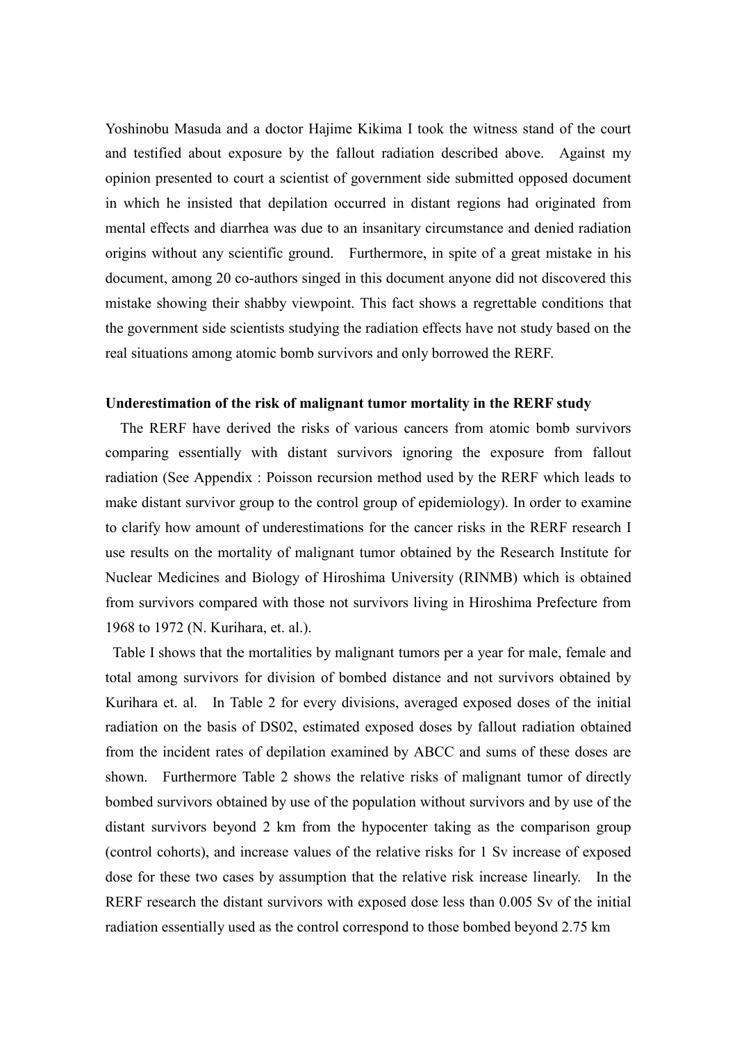Yoshinobu Masuda and a doctor Hajime Kikima I took the witness stand of the court and testified about exposure by the fallout radiation described above. Against my opinion presented to court a scientist of government side submitted opposed document in which he insisted that depilation occurred in distant regions had originated from mental effects and diarrhea was due to an insanitary circumstance and denied radiation origins without any scientific ground. Furthermore, in spite of a great mistake in his document, among 20 co-authors singed in this document anyone did not discovered this mistake showing their shabby viewpoint. This fact shows a regrettable conditions that the government side scientists studying the radiation effects have not study based on the real situations among atomic bomb survivors and only borrowed the RERF.

**Underestimation of the risk of malignant tumor mortality in the RERF study**

The RERF have derived the risks of various cancers from atomic bomb survivors comparing essentially with distant survivors ignoring the exposure from fallout radiation (See Appendix : Poisson recursion method used by the RERF which leads to make distant survivor group to the control group of epidemiology). In order to examine to clarify how amount of underestimations for the cancer risks in the RERF research I use results on the mortality of malignant tumor obtained by the Research Institute for Nuclear Medicines and Biology of Hiroshima University (RINMB) which is obtained from survivors compared with those not survivors living in Hiroshima Prefecture from 1968 to 1972 (N. Kurihara, et. al.).

Table I shows that the mortalities by malignant tumors per a year for male, female and total among survivors for division of bombed distance and not survivors obtained by Kurihara et. al. In Table 2 for every divisions, averaged exposed doses of the initial radiation on the basis of DS02, estimated exposed doses by fallout radiation obtained from the incident rates of depilation examined by ABCC and sums of these doses are shown. Furthermore Table 2 shows the relative risks of malignant tumor of directly bombed survivors obtained by use of the population without survivors and by use of the distant survivors beyond 2 km from the hypocenter taking as the comparison group (control cohorts), and increase values of the relative risks for 1 Sv increase of exposed dose for these two cases by assumption that the relative risk increase linearly. In the RERF research the distant survivors with exposed dose less than 0.005 Sv of the initial radiation essentially used as the control correspond to those bombed beyond 2.75 km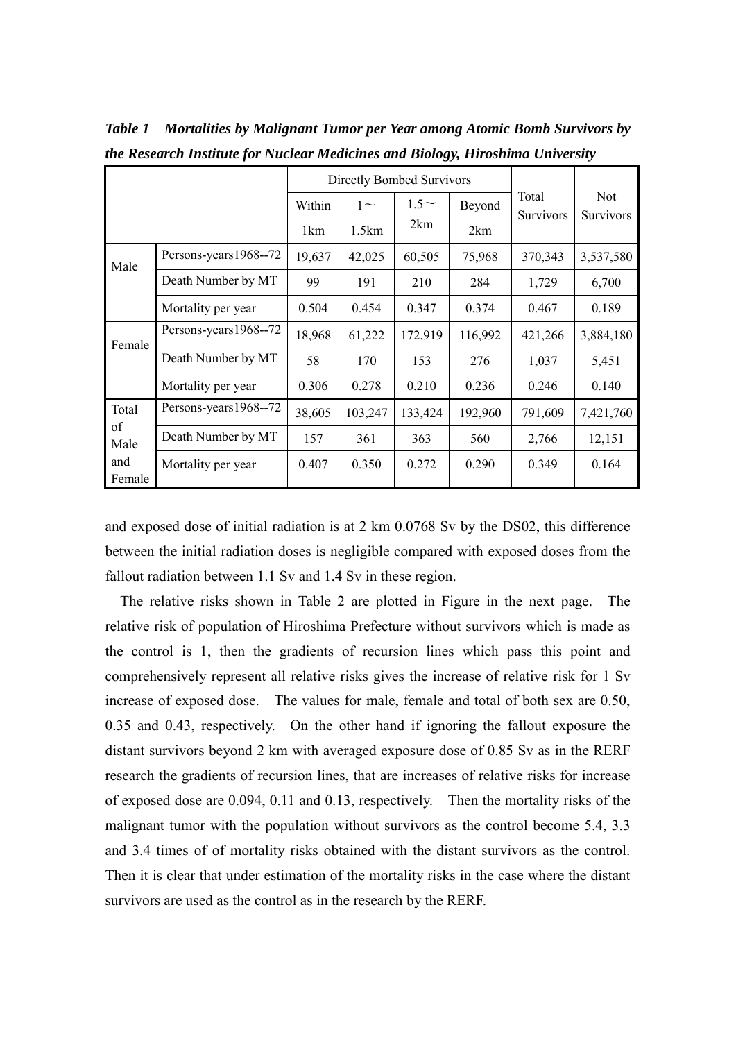***Table 1 Mortalities by Malignant Tumor per Year among Atomic Bomb Survivors by the Research Institute for Nuclear Medicines and Biology, Hiroshima University***

| | | Directly Bombed Survivors | | | | Total Survivors | Not Survivors |
|---|---|---|---|---|---|---|---|
| | | Within 1km | 1～1.5km | 1.5～2km | Beyond 2km | | |
| Male | Persons-years1968--72 | 19,637 | 42,025 | 60,505 | 75,968 | 370,343 | 3,537,580 |
| | Death Number by MT | 99 | 191 | 210 | 284 | 1,729 | 6,700 |
| | Mortality per year | 0.504 | 0.454 | 0.347 | 0.374 | 0.467 | 0.189 |
| Female | Persons-years1968--72 | 18,968 | 61,222 | 172,919 | 116,992 | 421,266 | 3,884,180 |
| | Death Number by MT | 58 | 170 | 153 | 276 | 1,037 | 5,451 |
| | Mortality per year | 0.306 | 0.278 | 0.210 | 0.236 | 0.246 | 0.140 |
| Total of Male and Female | Persons-years1968--72 | 38,605 | 103,247 | 133,424 | 192,960 | 791,609 | 7,421,760 |
| | Death Number by MT | 157 | 361 | 363 | 560 | 2,766 | 12,151 |
| | Mortality per year | 0.407 | 0.350 | 0.272 | 0.290 | 0.349 | 0.164 |

and exposed dose of initial radiation is at 2 km 0.0768 Sv by the DS02, this difference between the initial radiation doses is negligible compared with exposed doses from the fallout radiation between 1.1 Sv and 1.4 Sv in these region.

The relative risks shown in Table 2 are plotted in Figure in the next page. The relative risk of population of Hiroshima Prefecture without survivors which is made as the control is 1, then the gradients of recursion lines which pass this point and comprehensively represent all relative risks gives the increase of relative risk for 1 Sv increase of exposed dose. The values for male, female and total of both sex are 0.50, 0.35 and 0.43, respectively. On the other hand if ignoring the fallout exposure the distant survivors beyond 2 km with averaged exposure dose of 0.85 Sv as in the RERF research the gradients of recursion lines, that are increases of relative risks for increase of exposed dose are 0.094, 0.11 and 0.13, respectively. Then the mortality risks of the malignant tumor with the population without survivors as the control become 5.4, 3.3 and 3.4 times of of mortality risks obtained with the distant survivors as the control. Then it is clear that under estimation of the mortality risks in the case where the distant survivors are used as the control as in the research by the RERF.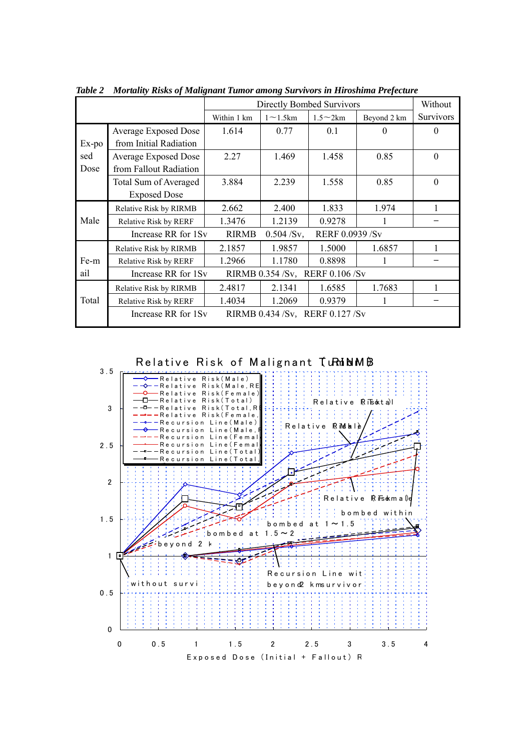*Table 2 Mortality Risks of Malignant Tumor among Survivors in Hiroshima Prefecture*

| | | Directly Bombed Survivors | | | | Without Survivors |
|---|---|---|---|---|---|---|
| | | Within 1 km | 1～1.5km | 1.5～2km | Beyond 2 km | |
| Ex-posed Dose | Average Exposed Dose from Initial Radiation | 1.614 | 0.77 | 0.1 | 0 | 0 |
| | Average Exposed Dose from Fallout Radiation | 2.27 | 1.469 | 1.458 | 0.85 | 0 |
| | Total Sum of Averaged Exposed Dose | 3.884 | 2.239 | 1.558 | 0.85 | 0 |
| Male | Relative Risk by RIRMB | 2.662 | 2.400 | 1.833 | 1.974 | 1 |
| | Relative Risk by RERF | 1.3476 | 1.2139 | 0.9278 | 1 | − |
| | Increase RR for 1Sv | RIRMB 0.504 /Sv, RERF 0.0939 /Sv | | | | |
| Fe-mail | Relative Risk by RIRMB | 2.1857 | 1.9857 | 1.5000 | 1.6857 | 1 |
| | Relative Risk by RERF | 1.2966 | 1.1780 | 0.8898 | 1 | − |
| | Increase RR for 1Sv | RIRMB 0.354 /Sv, RERF 0.106 /Sv | | | | |
| Total | Relative Risk by RIRMB | 2.4817 | 2.1341 | 1.6585 | 1.7683 | 1 |
| | Relative Risk by RERF | 1.4034 | 1.2069 | 0.9379 | 1 | − |
| | Increase RR for 1Sv | RIRMB 0.434 /Sv, RERF 0.127 /Sv | | | | |

Relative Risk of Malignant Tumor (RIRMB)

Legend: Relative Risk(Male); Relative Risk(Male,RE; Relative Risk(Female); Relative Risk(Total); Relative Risk(Total,R; Relative Risk(Female,; Recursion Line(Male); Recursion Line(Male,R; Recursion Line(Femal; Recursion Line(Femal; Recursion Line(Total); Recursion Line(Total,

Annotations: Relative Risk(Total); Relative Risk(Male); Relative Risk(Female); bombed within 1; bombed at 1～1.5; bombed at 1.5～2; beyond 2 k; Recursion Line with beyond 2 km survivor; without survi

Exposed Dose (Initial + Fallout) R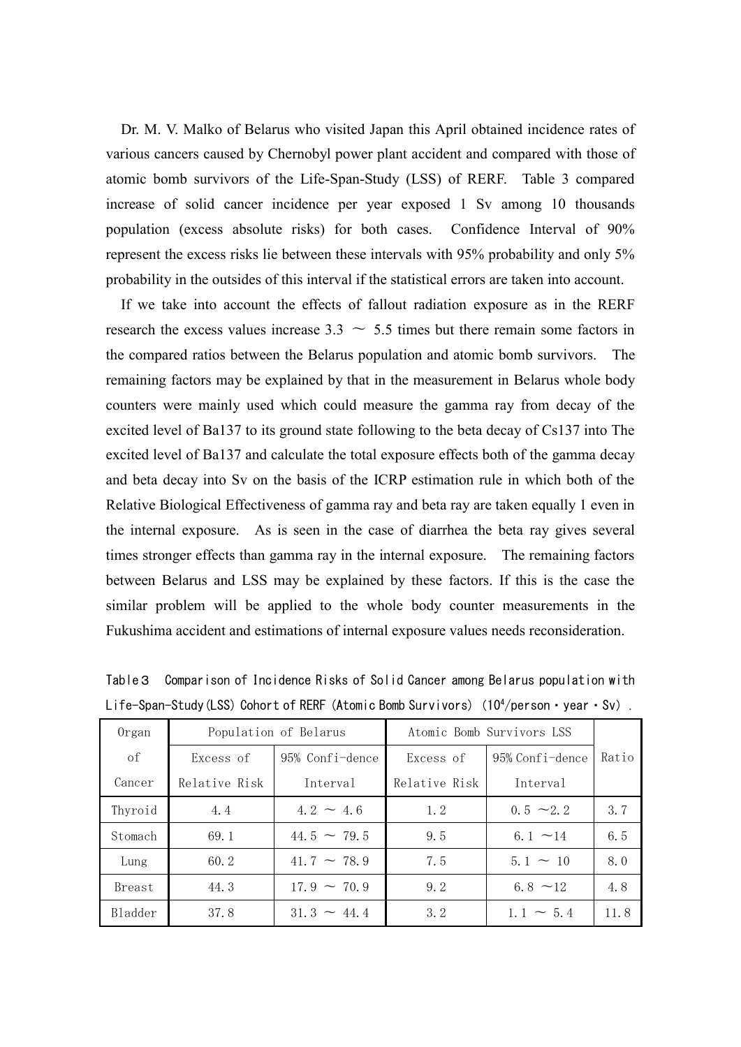Dr. M. V. Malko of Belarus who visited Japan this April obtained incidence rates of various cancers caused by Chernobyl power plant accident and compared with those of atomic bomb survivors of the Life-Span-Study (LSS) of RERF. Table 3 compared increase of solid cancer incidence per year exposed 1 Sv among 10 thousands population (excess absolute risks) for both cases. Confidence Interval of 90% represent the excess risks lie between these intervals with 95% probability and only 5% probability in the outsides of this interval if the statistical errors are taken into account.

If we take into account the effects of fallout radiation exposure as in the RERF research the excess values increase 3.3 ～ 5.5 times but there remain some factors in the compared ratios between the Belarus population and atomic bomb survivors. The remaining factors may be explained by that in the measurement in Belarus whole body counters were mainly used which could measure the gamma ray from decay of the excited level of Ba137 to its ground state following to the beta decay of Cs137 into The excited level of Ba137 and calculate the total exposure effects both of the gamma decay and beta decay into Sv on the basis of the ICRP estimation rule in which both of the Relative Biological Effectiveness of gamma ray and beta ray are taken equally 1 even in the internal exposure. As is seen in the case of diarrhea the beta ray gives several times stronger effects than gamma ray in the internal exposure. The remaining factors between Belarus and LSS may be explained by these factors. If this is the case the similar problem will be applied to the whole body counter measurements in the Fukushima accident and estimations of internal exposure values needs reconsideration.

Table３ Comparison of Incidence Risks of Solid Cancer among Belarus population with Life-Span-Study(LSS) Cohort of RERF (Atomic Bomb Survivors) ($10^4$/person・year・Sv).

| Organ of Cancer | Population of Belarus | | Atomic Bomb Survivors LSS | | Ratio |
|---|---|---|---|---|---|
| | Excess of Relative Risk | 95% Confi-dence Interval | Excess of Relative Risk | 95% Confi-dence Interval | |
| Thyroid | 4.4 | 4.2 ～ 4.6 | 1.2 | 0.5 ～2.2 | 3.7 |
| Stomach | 69.1 | 44.5 ～ 79.5 | 9.5 | 6.1 ～14 | 6.5 |
| Lung | 60.2 | 41.7 ～ 78.9 | 7.5 | 5.1 ～ 10 | 8.0 |
| Breast | 44.3 | 17.9 ～ 70.9 | 9.2 | 6.8 ～12 | 4.8 |
| Bladder | 37.8 | 31.3 ～ 44.4 | 3.2 | 1.1 ～ 5.4 | 11.8 |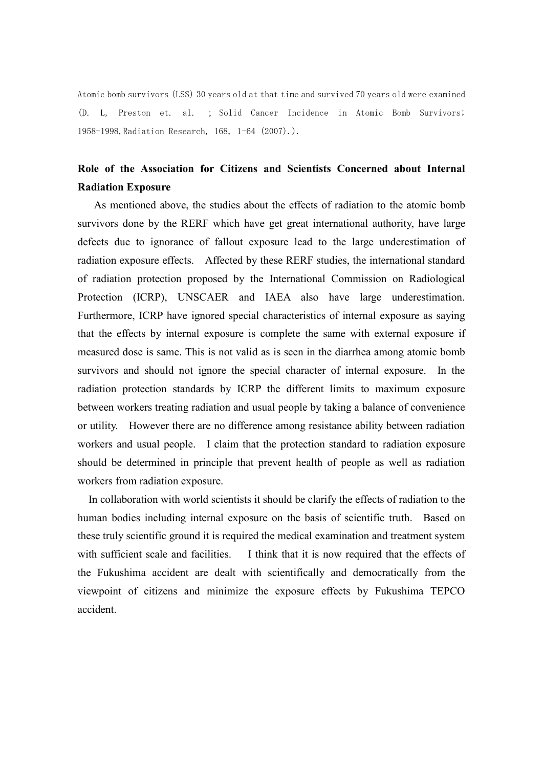Atomic bomb survivors (LSS) 30 years old at that time and survived 70 years old were examined (D. L, Preston et. al. ; Solid Cancer Incidence in Atomic Bomb Survivors; 1958-1998,Radiation Research, 168, 1-64 (2007).).

## Role of the Association for Citizens and Scientists Concerned about Internal Radiation Exposure

As mentioned above, the studies about the effects of radiation to the atomic bomb survivors done by the RERF which have get great international authority, have large defects due to ignorance of fallout exposure lead to the large underestimation of radiation exposure effects. Affected by these RERF studies, the international standard of radiation protection proposed by the International Commission on Radiological Protection (ICRP), UNSCAER and IAEA also have large underestimation. Furthermore, ICRP have ignored special characteristics of internal exposure as saying that the effects by internal exposure is complete the same with external exposure if measured dose is same. This is not valid as is seen in the diarrhea among atomic bomb survivors and should not ignore the special character of internal exposure. In the radiation protection standards by ICRP the different limits to maximum exposure between workers treating radiation and usual people by taking a balance of convenience or utility. However there are no difference among resistance ability between radiation workers and usual people. I claim that the protection standard to radiation exposure should be determined in principle that prevent health of people as well as radiation workers from radiation exposure.

In collaboration with world scientists it should be clarify the effects of radiation to the human bodies including internal exposure on the basis of scientific truth. Based on these truly scientific ground it is required the medical examination and treatment system with sufficient scale and facilities. I think that it is now required that the effects of the Fukushima accident are dealt with scientifically and democratically from the viewpoint of citizens and minimize the exposure effects by Fukushima TEPCO accident.